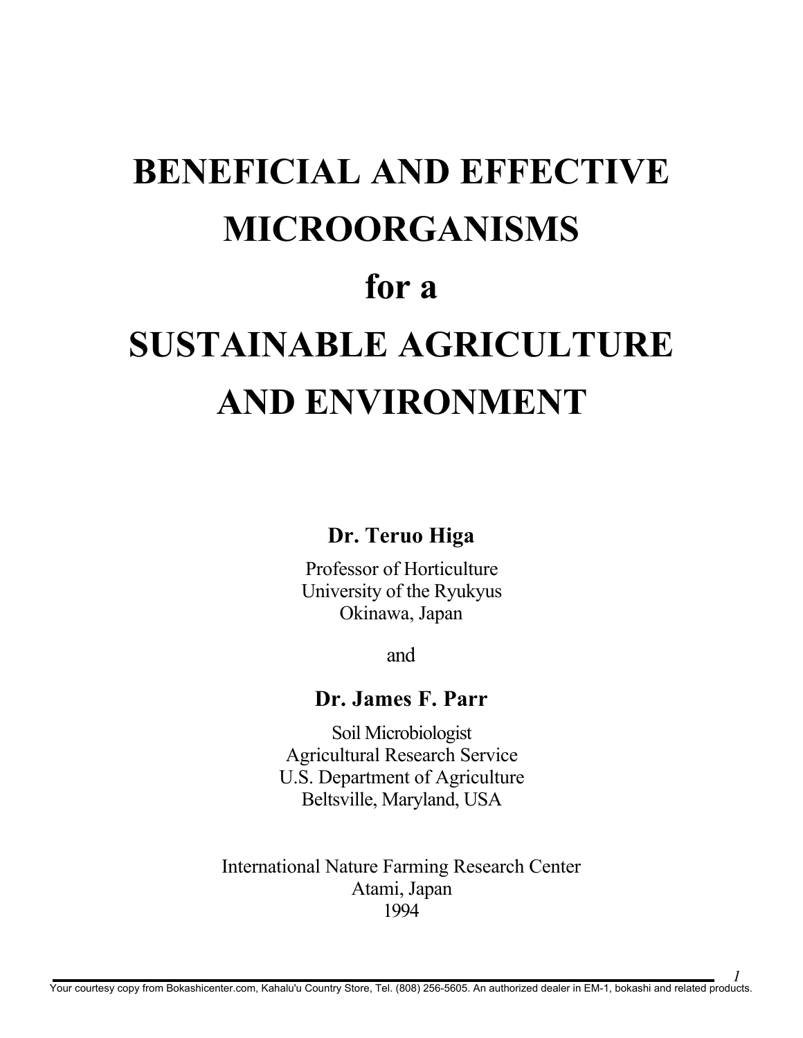# BENEFICIAL AND EFFECTIVE MICROORGANISMS for a SUSTAINABLE AGRICULTURE AND ENVIRONMENT

**Dr. Teruo Higa**

Professor of Horticulture
University of the Ryukyus
Okinawa, Japan

and

**Dr. James F. Parr**

Soil Microbiologist
Agricultural Research Service
U.S. Department of Agriculture
Beltsville, Maryland, USA

International Nature Farming Research Center
Atami, Japan
1994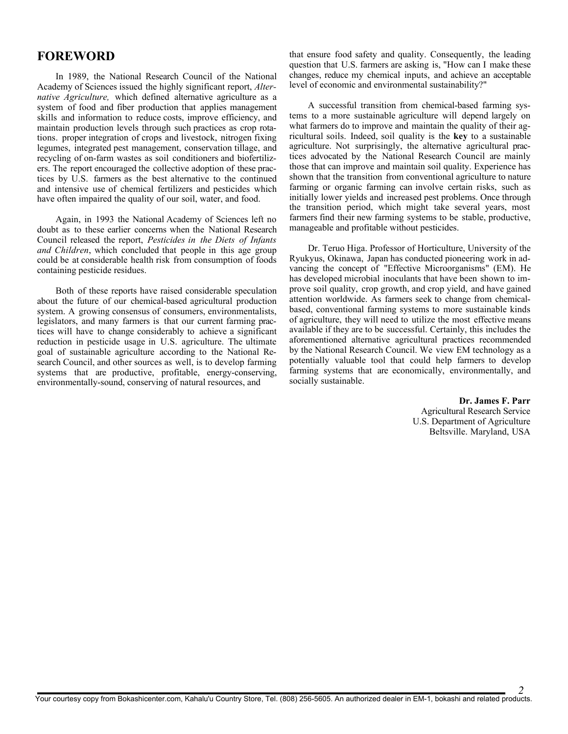# FOREWORD

In 1989, the National Research Council of the National Academy of Sciences issued the highly significant report, *Alternative Agriculture,* which defined alternative agriculture as a system of food and fiber production that applies management skills and information to reduce costs, improve efficiency, and maintain production levels through such practices as crop rotations. proper integration of crops and livestock, nitrogen fixing legumes, integrated pest management, conservation tillage, and recycling of on-farm wastes as soil conditioners and biofertilizers. The report encouraged the collective adoption of these practices by U.S. farmers as the best alternative to the continued and intensive use of chemical fertilizers and pesticides which have often impaired the quality of our soil, water, and food.

Again, in 1993 the National Academy of Sciences left no doubt as to these earlier concerns when the National Research Council released the report, *Pesticides in the Diets of Infants and Children*, which concluded that people in this age group could be at considerable health risk from consumption of foods containing pesticide residues.

Both of these reports have raised considerable speculation about the future of our chemical-based agricultural production system. A growing consensus of consumers, environmentalists, legislators, and many farmers is that our current farming practices will have to change considerably to achieve a significant reduction in pesticide usage in U.S. agriculture. The ultimate goal of sustainable agriculture according to the National Research Council, and other sources as well, is to develop farming systems that are productive, profitable, energy-conserving, environmentally-sound, conserving of natural resources, and that ensure food safety and quality. Consequently, the leading question that U.S. farmers are asking is, "How can I make these changes, reduce my chemical inputs, and achieve an acceptable level of economic and environmental sustainability?"

A successful transition from chemical-based farming systems to a more sustainable agriculture will depend largely on what farmers do to improve and maintain the quality of their agricultural soils. Indeed, soil quality is the **key** to a sustainable agriculture. Not surprisingly, the alternative agricultural practices advocated by the National Research Council are mainly those that can improve and maintain soil quality. Experience has shown that the transition from conventional agriculture to nature farming or organic farming can involve certain risks, such as initially lower yields and increased pest problems. Once through the transition period, which might take several years, most farmers find their new farming systems to be stable, productive, manageable and profitable without pesticides.

Dr. Teruo Higa. Professor of Horticulture, University of the Ryukyus, Okinawa, Japan has conducted pioneering work in advancing the concept of "Effective Microorganisms" (EM). He has developed microbial inoculants that have been shown to improve soil quality, crop growth, and crop yield, and have gained attention worldwide. As farmers seek to change from chemical-based, conventional farming systems to more sustainable kinds of agriculture, they will need to utilize the most effective means available if they are to be successful. Certainly, this includes the aforementioned alternative agricultural practices recommended by the National Research Council. We view EM technology as a potentially valuable tool that could help farmers to develop farming systems that are economically, environmentally, and socially sustainable.

**Dr. James F. Parr**
Agricultural Research Service
U.S. Department of Agriculture
Beltsville. Maryland, USA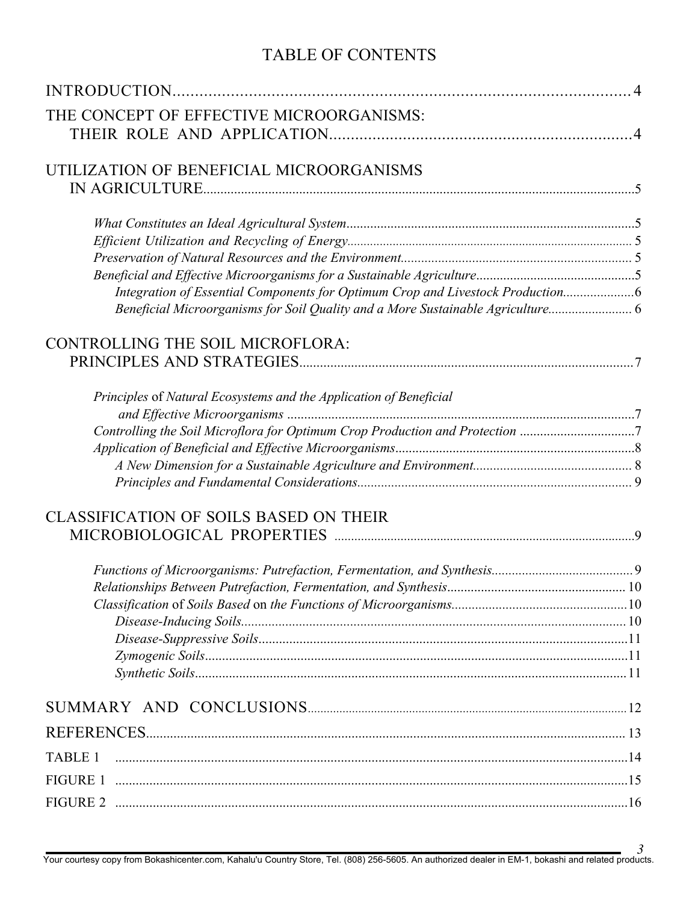# TABLE OF CONTENTS

INTRODUCTION .......... 4

THE CONCEPT OF EFFECTIVE MICROORGANISMS: THEIR ROLE AND APPLICATION .......... 4

UTILIZATION OF BENEFICIAL MICROORGANISMS IN AGRICULTURE .......... 5

- *What Constitutes an Ideal Agricultural System* .......... 5
- *Efficient Utilization and Recycling of Energy* .......... 5
- *Preservation of Natural Resources and the Environment* .......... 5
- *Beneficial and Effective Microorganisms for a Sustainable Agriculture* .......... 5
    - *Integration of Essential Components for Optimum Crop and Livestock Production* .......... 6
    - *Beneficial Microorganisms for Soil Quality and a More Sustainable Agriculture* .......... 6

CONTROLLING THE SOIL MICROFLORA: PRINCIPLES AND STRATEGIES .......... 7

- *Principles* of *Natural Ecosystems and the Application of Beneficial and Effective Microorganisms* .......... 7
- *Controlling the Soil Microflora for Optimum Crop Production and Protection* .......... 7
- *Application of Beneficial and Effective Microorganisms* .......... 8
    - *A New Dimension for a Sustainable Agriculture and Environment* .......... 8
    - *Principles and Fundamental Considerations* .......... 9

CLASSIFICATION OF SOILS BASED ON THEIR MICROBIOLOGICAL PROPERTIES .......... 9

- *Functions of Microorganisms: Putrefaction, Fermentation, and Synthesis* .......... 9
- *Relationships Between Putrefaction, Fermentation, and Synthesis* .......... 10
- *Classification* of *Soils Based* on *the Functions of Microorganisms* .......... 10
    - *Disease-Inducing Soils* .......... 10
    - *Disease-Suppressive Soils* .......... 11
    - *Zymogenic Soils* .......... 11
    - *Synthetic Soils* .......... 11

SUMMARY AND CONCLUSIONS .......... 12

REFERENCES .......... 13

TABLE 1 .......... 14

FIGURE 1 .......... 15

FIGURE 2 .......... 16

Your courtesy copy from Bokashicenter.com, Kahalu'u Country Store, Tel. (808) 256-5605. An authorized dealer in EM-1, bokashi and related products.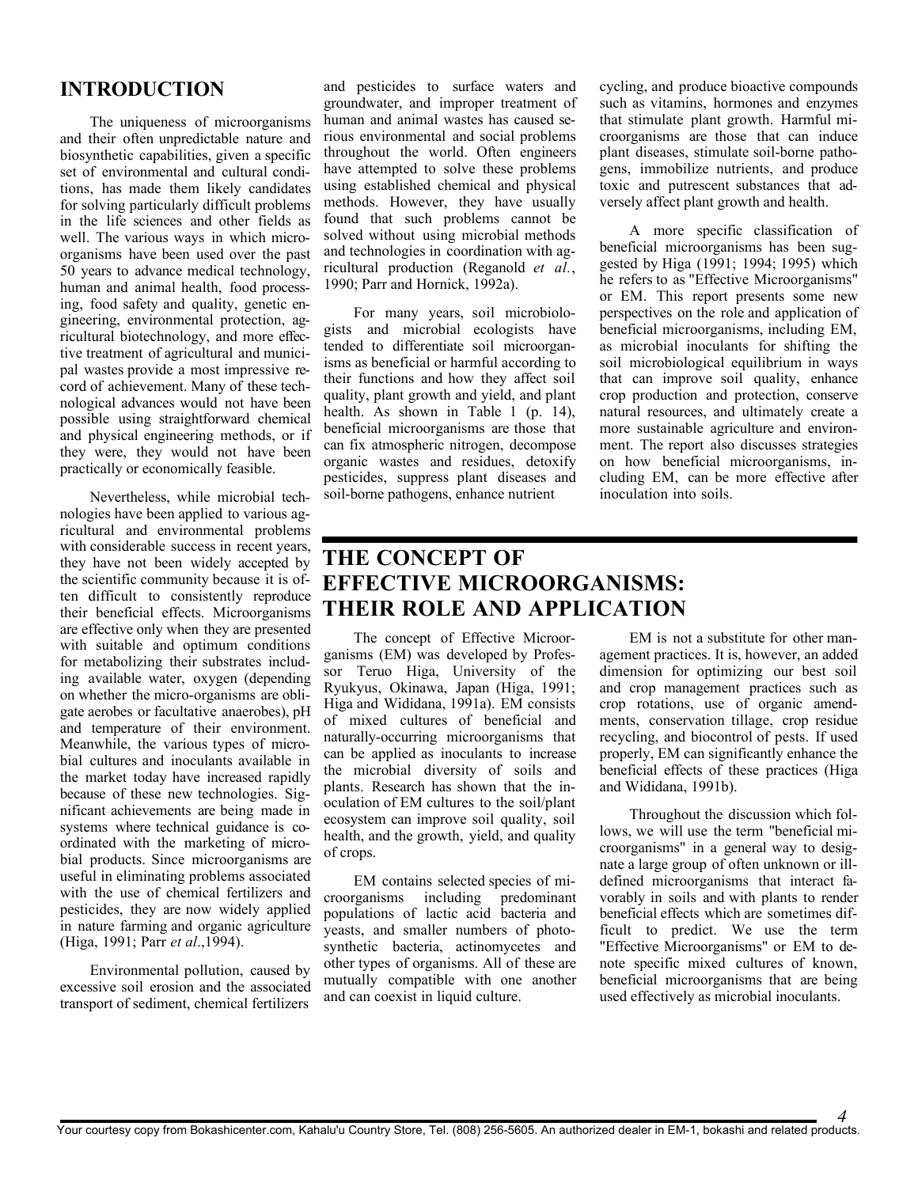## INTRODUCTION

The uniqueness of microorganisms and their often unpredictable nature and biosynthetic capabilities, given a specific set of environmental and cultural conditions, has made them likely candidates for solving particularly difficult problems in the life sciences and other fields as well. The various ways in which microorganisms have been used over the past 50 years to advance medical technology, human and animal health, food processing, food safety and quality, genetic engineering, environmental protection, agricultural biotechnology, and more effective treatment of agricultural and municipal wastes provide a most impressive record of achievement. Many of these technological advances would not have been possible using straightforward chemical and physical engineering methods, or if they were, they would not have been practically or economically feasible.

Nevertheless, while microbial technologies have been applied to various agricultural and environmental problems with considerable success in recent years, they have not been widely accepted by the scientific community because it is often difficult to consistently reproduce their beneficial effects. Microorganisms are effective only when they are presented with suitable and optimum conditions for metabolizing their substrates including available water, oxygen (depending on whether the micro-organisms are obligate aerobes or facultative anaerobes), pH and temperature of their environment. Meanwhile, the various types of microbial cultures and inoculants available in the market today have increased rapidly because of these new technologies. Significant achievements are being made in systems where technical guidance is coordinated with the marketing of microbial products. Since microorganisms are useful in eliminating problems associated with the use of chemical fertilizers and pesticides, they are now widely applied in nature farming and organic agriculture (Higa, 1991; Parr *et al*.,1994).

Environmental pollution, caused by excessive soil erosion and the associated transport of sediment, chemical fertilizers and pesticides to surface waters and groundwater, and improper treatment of human and animal wastes has caused serious environmental and social problems throughout the world. Often engineers have attempted to solve these problems using established chemical and physical methods. However, they have usually found that such problems cannot be solved without using microbial methods and technologies in coordination with agricultural production (Reganold *et al.*, 1990; Parr and Hornick, 1992a).

For many years, soil microbiologists and microbial ecologists have tended to differentiate soil microorganisms as beneficial or harmful according to their functions and how they affect soil quality, plant growth and yield, and plant health. As shown in Table 1 (p. 14), beneficial microorganisms are those that can fix atmospheric nitrogen, decompose organic wastes and residues, detoxify pesticides, suppress plant diseases and soil-borne pathogens, enhance nutrient cycling, and produce bioactive compounds such as vitamins, hormones and enzymes that stimulate plant growth. Harmful microorganisms are those that can induce plant diseases, stimulate soil-borne pathogens, immobilize nutrients, and produce toxic and putrescent substances that adversely affect plant growth and health.

A more specific classification of beneficial microorganisms has been suggested by Higa (1991; 1994; 1995) which he refers to as "Effective Microorganisms" or EM. This report presents some new perspectives on the role and application of beneficial microorganisms, including EM, as microbial inoculants for shifting the soil microbiological equilibrium in ways that can improve soil quality, enhance crop production and protection, conserve natural resources, and ultimately create a more sustainable agriculture and environment. The report also discusses strategies on how beneficial microorganisms, including EM, can be more effective after inoculation into soils.

## THE CONCEPT OF EFFECTIVE MICROORGANISMS: THEIR ROLE AND APPLICATION

The concept of Effective Microorganisms (EM) was developed by Professor Teruo Higa, University of the Ryukyus, Okinawa, Japan (Higa, 1991; Higa and Wididana, 1991a). EM consists of mixed cultures of beneficial and naturally-occurring microorganisms that can be applied as inoculants to increase the microbial diversity of soils and plants. Research has shown that the inoculation of EM cultures to the soil/plant ecosystem can improve soil quality, soil health, and the growth, yield, and quality of crops.

EM contains selected species of microorganisms including predominant populations of lactic acid bacteria and yeasts, and smaller numbers of photosynthetic bacteria, actinomycetes and other types of organisms. All of these are mutually compatible with one another and can coexist in liquid culture.

EM is not a substitute for other management practices. It is, however, an added dimension for optimizing our best soil and crop management practices such as crop rotations, use of organic amendments, conservation tillage, crop residue recycling, and biocontrol of pests. If used properly, EM can significantly enhance the beneficial effects of these practices (Higa and Wididana, 1991b).

Throughout the discussion which follows, we will use the term "beneficial microorganisms" in a general way to designate a large group of often unknown or ill-defined microorganisms that interact favorably in soils and with plants to render beneficial effects which are sometimes difficult to predict. We use the term "Effective Microorganisms" or EM to denote specific mixed cultures of known, beneficial microorganisms that are being used effectively as microbial inoculants.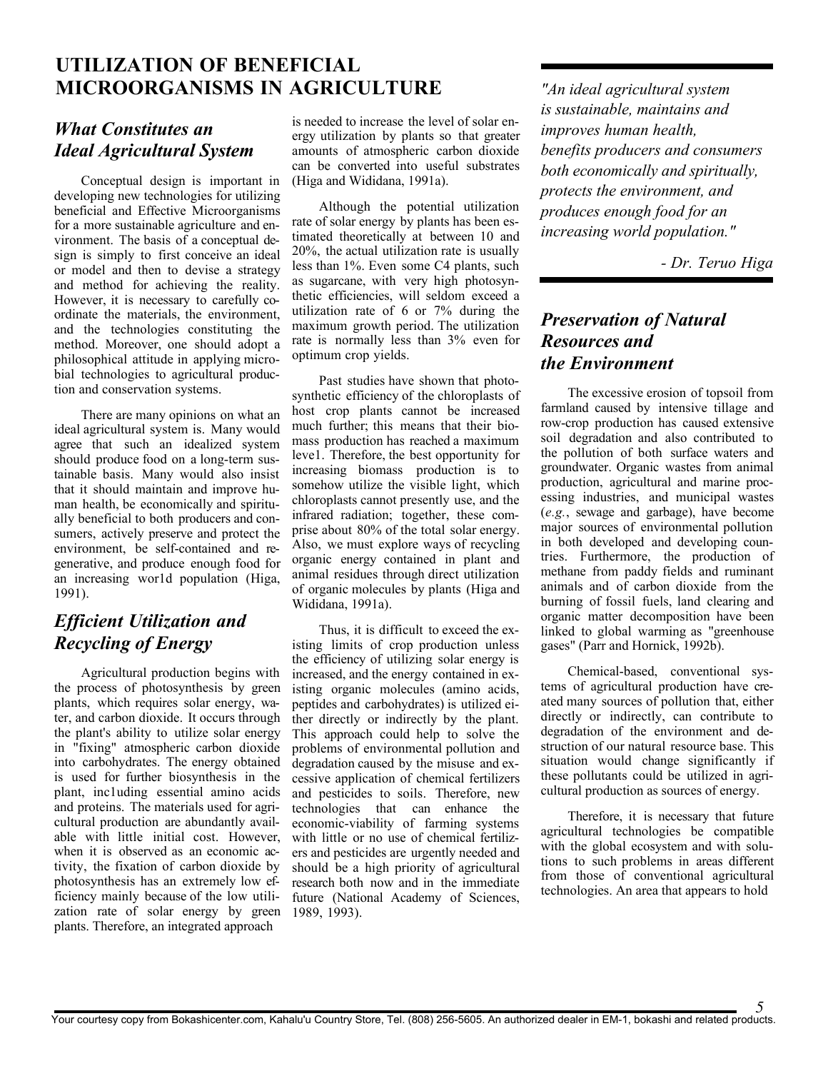# UTILIZATION OF BENEFICIAL MICROORGANISMS IN AGRICULTURE

## *What Constitutes an Ideal Agricultural System*

Conceptual design is important in developing new technologies for utilizing beneficial and Effective Microorganisms for a more sustainable agriculture and environment. The basis of a conceptual design is simply to first conceive an ideal or model and then to devise a strategy and method for achieving the reality. However, it is necessary to carefully coordinate the materials, the environment, and the technologies constituting the method. Moreover, one should adopt a philosophical attitude in applying microbial technologies to agricultural production and conservation systems.

There are many opinions on what an ideal agricultural system is. Many would agree that such an idealized system should produce food on a long-term sustainable basis. Many would also insist that it should maintain and improve human health, be economically and spiritually beneficial to both producers and consumers, actively preserve and protect the environment, be self-contained and regenerative, and produce enough food for an increasing wor1d population (Higa, 1991).

## *Efficient Utilization and Recycling of Energy*

Agricultural production begins with the process of photosynthesis by green plants, which requires solar energy, water, and carbon dioxide. It occurs through the plant's ability to utilize solar energy in "fixing" atmospheric carbon dioxide into carbohydrates. The energy obtained is used for further biosynthesis in the plant, inc1uding essential amino acids and proteins. The materials used for agricultural production are abundantly available with little initial cost. However, when it is observed as an economic activity, the fixation of carbon dioxide by photosynthesis has an extremely low efficiency mainly because of the low utilization rate of solar energy by green plants. Therefore, an integrated approach is needed to increase the level of solar energy utilization by plants so that greater amounts of atmospheric carbon dioxide can be converted into useful substrates (Higa and Wididana, 1991a).

Although the potential utilization rate of solar energy by plants has been estimated theoretically at between 10 and 20%, the actual utilization rate is usually less than 1%. Even some C4 plants, such as sugarcane, with very high photosynthetic efficiencies, will seldom exceed a utilization rate of 6 or 7% during the maximum growth period. The utilization rate is normally less than 3% even for optimum crop yields.

Past studies have shown that photosynthetic efficiency of the chloroplasts of host crop plants cannot be increased much further; this means that their biomass production has reached a maximum leve1. Therefore, the best opportunity for increasing biomass production is to somehow utilize the visible light, which chloroplasts cannot presently use, and the infrared radiation; together, these comprise about 80% of the total solar energy. Also, we must explore ways of recycling organic energy contained in plant and animal residues through direct utilization of organic molecules by plants (Higa and Wididana, 1991a).

Thus, it is difficult to exceed the existing limits of crop production unless the efficiency of utilizing solar energy is increased, and the energy contained in existing organic molecules (amino acids, peptides and carbohydrates) is utilized either directly or indirectly by the plant. This approach could help to solve the problems of environmental pollution and degradation caused by the misuse and excessive application of chemical fertilizers and pesticides to soils. Therefore, new technologies that can enhance the economic-viability of farming systems with little or no use of chemical fertilizers and pesticides are urgently needed and should be a high priority of agricultural research both now and in the immediate future (National Academy of Sciences, 1989, 1993).

*"An ideal agricultural system is sustainable, maintains and improves human health, benefits producers and consumers both economically and spiritually, protects the environment, and produces enough food for an increasing world population."*

*- Dr. Teruo Higa*

## *Preservation of Natural Resources and the Environment*

The excessive erosion of topsoil from farmland caused by intensive tillage and row-crop production has caused extensive soil degradation and also contributed to the pollution of both surface waters and groundwater. Organic wastes from animal production, agricultural and marine processing industries, and municipal wastes (*e.g.*, sewage and garbage), have become major sources of environmental pollution in both developed and developing countries. Furthermore, the production of methane from paddy fields and ruminant animals and of carbon dioxide from the burning of fossil fuels, land clearing and organic matter decomposition have been linked to global warming as "greenhouse gases" (Parr and Hornick, 1992b).

Chemical-based, conventional systems of agricultural production have created many sources of pollution that, either directly or indirectly, can contribute to degradation of the environment and destruction of our natural resource base. This situation would change significantly if these pollutants could be utilized in agricultural production as sources of energy.

Therefore, it is necessary that future agricultural technologies be compatible with the global ecosystem and with solutions to such problems in areas different from those of conventional agricultural technologies. An area that appears to hold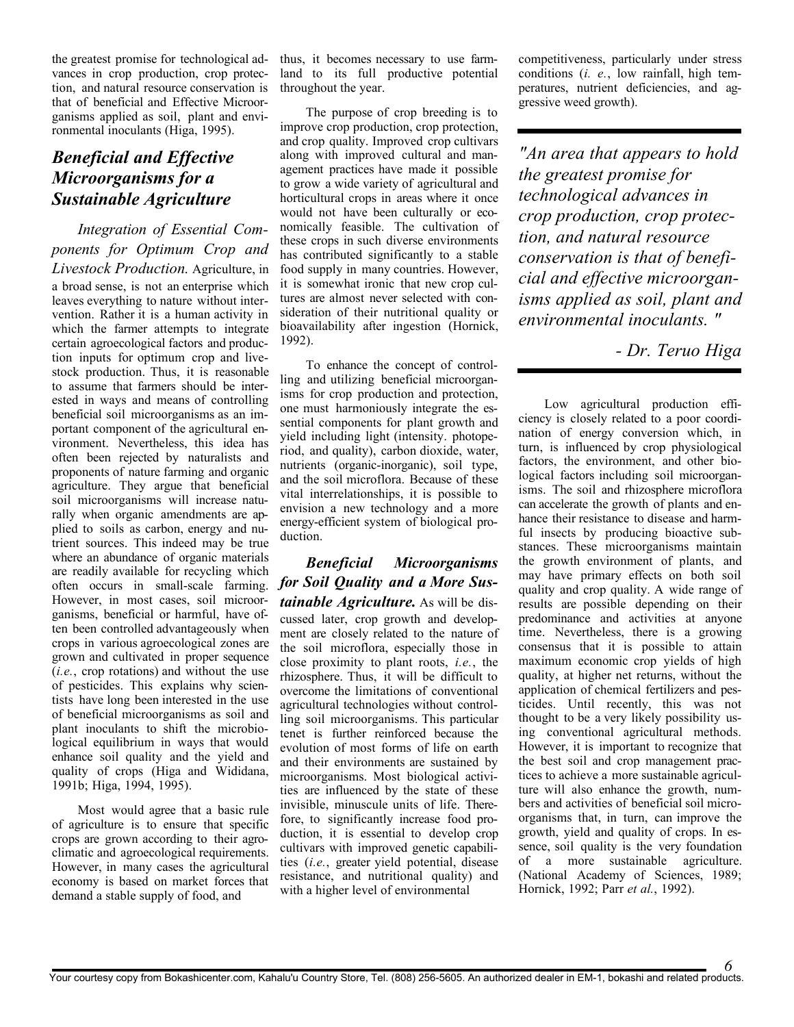the greatest promise for technological advances in crop production, crop protection, and natural resource conservation is that of beneficial and Effective Microorganisms applied as soil, plant and environmental inoculants (Higa, 1995).

## *Beneficial and Effective Microorganisms for a Sustainable Agriculture*

***Integration of Essential Components for Optimum Crop and Livestock Production.*** Agriculture, in a broad sense, is not an enterprise which leaves everything to nature without intervention. Rather it is a human activity in which the farmer attempts to integrate certain agroecological factors and production inputs for optimum crop and livestock production. Thus, it is reasonable to assume that farmers should be interested in ways and means of controlling beneficial soil microorganisms as an important component of the agricultural environment. Nevertheless, this idea has often been rejected by naturalists and proponents of nature farming and organic agriculture. They argue that beneficial soil microorganisms will increase naturally when organic amendments are applied to soils as carbon, energy and nutrient sources. This indeed may be true where an abundance of organic materials are readily available for recycling which often occurs in small-scale farming. However, in most cases, soil microorganisms, beneficial or harmful, have often been controlled advantageously when crops in various agroecological zones are grown and cultivated in proper sequence (*i.e.*, crop rotations) and without the use of pesticides. This explains why scientists have long been interested in the use of beneficial microorganisms as soil and plant inoculants to shift the microbiological equilibrium in ways that would enhance soil quality and the yield and quality of crops (Higa and Wididana, 1991b; Higa, 1994, 1995).

Most would agree that a basic rule of agriculture is to ensure that specific crops are grown according to their agroclimatic and agroecological requirements. However, in many cases the agricultural economy is based on market forces that demand a stable supply of food, and thus, it becomes necessary to use farmland to its full productive potential throughout the year.

The purpose of crop breeding is to improve crop production, crop protection, and crop quality. Improved crop cultivars along with improved cultural and management practices have made it possible to grow a wide variety of agricultural and horticultural crops in areas where it once would not have been culturally or economically feasible. The cultivation of these crops in such diverse environments has contributed significantly to a stable food supply in many countries. However, it is somewhat ironic that new crop cultures are almost never selected with consideration of their nutritional quality or bioavailability after ingestion (Hornick, 1992).

To enhance the concept of controlling and utilizing beneficial microorganisms for crop production and protection, one must harmoniously integrate the essential components for plant growth and yield including light (intensity. photoperiod, and quality), carbon dioxide, water, nutrients (organic-inorganic), soil type, and the soil microflora. Because of these vital interrelationships, it is possible to envision a new technology and a more energy-efficient system of biological production.

***Beneficial Microorganisms for Soil Quality and a More Sustainable Agriculture.*** As will be discussed later, crop growth and development are closely related to the nature of the soil microflora, especially those in close proximity to plant roots, *i.e.*, the rhizosphere. Thus, it will be difficult to overcome the limitations of conventional agricultural technologies without controlling soil microorganisms. This particular tenet is further reinforced because the evolution of most forms of life on earth and their environments are sustained by microorganisms. Most biological activities are influenced by the state of these invisible, minuscule units of life. Therefore, to significantly increase food production, it is essential to develop crop cultivars with improved genetic capabilities (*i.e.*, greater yield potential, disease resistance, and nutritional quality) and with a higher level of environmental competitiveness, particularly under stress conditions (*i. e.*, low rainfall, high temperatures, nutrient deficiencies, and aggressive weed growth).

> *"An area that appears to hold the greatest promise for technological advances in crop production, crop protection, and natural resource conservation is that of beneficial and effective microorganisms applied as soil, plant and environmental inoculants. "*
>
> *- Dr. Teruo Higa*

Low agricultural production efficiency is closely related to a poor coordination of energy conversion which, in turn, is influenced by crop physiological factors, the environment, and other biological factors including soil microorganisms. The soil and rhizosphere microflora can accelerate the growth of plants and enhance their resistance to disease and harmful insects by producing bioactive substances. These microorganisms maintain the growth environment of plants, and may have primary effects on both soil quality and crop quality. A wide range of results are possible depending on their predominance and activities at anyone time. Nevertheless, there is a growing consensus that it is possible to attain maximum economic crop yields of high quality, at higher net returns, without the application of chemical fertilizers and pesticides. Until recently, this was not thought to be a very likely possibility using conventional agricultural methods. However, it is important to recognize that the best soil and crop management practices to achieve a more sustainable agriculture will also enhance the growth, numbers and activities of beneficial soil microorganisms that, in turn, can improve the growth, yield and quality of crops. In essence, soil quality is the very foundation of a more sustainable agriculture. (National Academy of Sciences, 1989; Hornick, 1992; Parr *et al.*, 1992).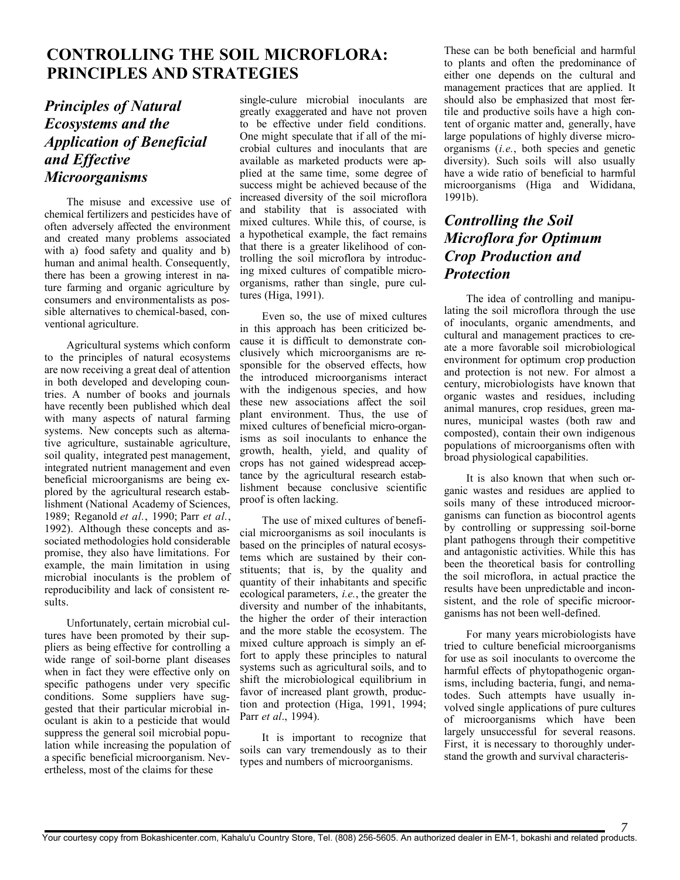# CONTROLLING THE SOIL MICROFLORA: PRINCIPLES AND STRATEGIES

## *Principles of Natural Ecosystems and the Application of Beneficial and Effective Microorganisms*

The misuse and excessive use of chemical fertilizers and pesticides have of often adversely affected the environment and created many problems associated with a) food safety and quality and b) human and animal health. Consequently, there has been a growing interest in nature farming and organic agriculture by consumers and environmentalists as possible alternatives to chemical-based, conventional agriculture.

Agricultural systems which conform to the principles of natural ecosystems are now receiving a great deal of attention in both developed and developing countries. A number of books and journals have recently been published which deal with many aspects of natural farming systems. New concepts such as alternative agriculture, sustainable agriculture, soil quality, integrated pest management, integrated nutrient management and even beneficial microorganisms are being explored by the agricultural research establishment (National Academy of Sciences, 1989; Reganold *et al.*, 1990; Parr *et al.*, 1992). Although these concepts and associated methodologies hold considerable promise, they also have limitations. For example, the main limitation in using microbial inoculants is the problem of reproducibility and lack of consistent results.

Unfortunately, certain microbial cultures have been promoted by their suppliers as being effective for controlling a wide range of soil-borne plant diseases when in fact they were effective only on specific pathogens under very specific conditions. Some suppliers have suggested that their particular microbial inoculant is akin to a pesticide that would suppress the general soil microbial population while increasing the population of a specific beneficial microorganism. Nevertheless, most of the claims for these single-culure microbial inoculants are greatly exaggerated and have not proven to be effective under field conditions. One might speculate that if all of the microbial cultures and inoculants that are available as marketed products were applied at the same time, some degree of success might be achieved because of the increased diversity of the soil microflora and stability that is associated with mixed cultures. While this, of course, is a hypothetical example, the fact remains that there is a greater likelihood of controlling the soil microflora by introducing mixed cultures of compatible microorganisms, rather than single, pure cultures (Higa, 1991).

Even so, the use of mixed cultures in this approach has been criticized because it is difficult to demonstrate conclusively which microorganisms are responsible for the observed effects, how the introduced microorganisms interact with the indigenous species, and how these new associations affect the soil plant environment. Thus, the use of mixed cultures of beneficial micro-organisms as soil inoculants to enhance the growth, health, yield, and quality of crops has not gained widespread acceptance by the agricultural research establishment because conclusive scientific proof is often lacking.

The use of mixed cultures of beneficial microorganisms as soil inoculants is based on the principles of natural ecosystems which are sustained by their constituents; that is, by the quality and quantity of their inhabitants and specific ecological parameters, *i.e.*, the greater the diversity and number of the inhabitants, the higher the order of their interaction and the more stable the ecosystem. The mixed culture approach is simply an effort to apply these principles to natural systems such as agricultural soils, and to shift the microbiological equilibrium in favor of increased plant growth, production and protection (Higa, 1991, 1994; Parr *et al*., 1994).

It is important to recognize that soils can vary tremendously as to their types and numbers of microorganisms. These can be both beneficial and harmful to plants and often the predominance of either one depends on the cultural and management practices that are applied. It should also be emphasized that most fertile and productive soils have a high content of organic matter and, generally, have large populations of highly diverse microorganisms (*i.e.*, both species and genetic diversity). Such soils will also usually have a wide ratio of beneficial to harmful microorganisms (Higa and Wididana, 1991b).

## *Controlling the Soil Microflora for Optimum Crop Production and Protection*

The idea of controlling and manipulating the soil microflora through the use of inoculants, organic amendments, and cultural and management practices to create a more favorable soil microbiological environment for optimum crop production and protection is not new. For almost a century, microbiologists have known that organic wastes and residues, including animal manures, crop residues, green manures, municipal wastes (both raw and composted), contain their own indigenous populations of microorganisms often with broad physiological capabilities.

It is also known that when such organic wastes and residues are applied to soils many of these introduced microorganisms can function as biocontrol agents by controlling or suppressing soil-borne plant pathogens through their competitive and antagonistic activities. While this has been the theoretical basis for controlling the soil microflora, in actual practice the results have been unpredictable and inconsistent, and the role of specific microorganisms has not been well-defined.

For many years microbiologists have tried to culture beneficial microorganisms for use as soil inoculants to overcome the harmful effects of phytopathogenic organisms, including bacteria, fungi, and nematodes. Such attempts have usually involved single applications of pure cultures of microorganisms which have been largely unsuccessful for several reasons. First, it is necessary to thoroughly understand the growth and survival characteris-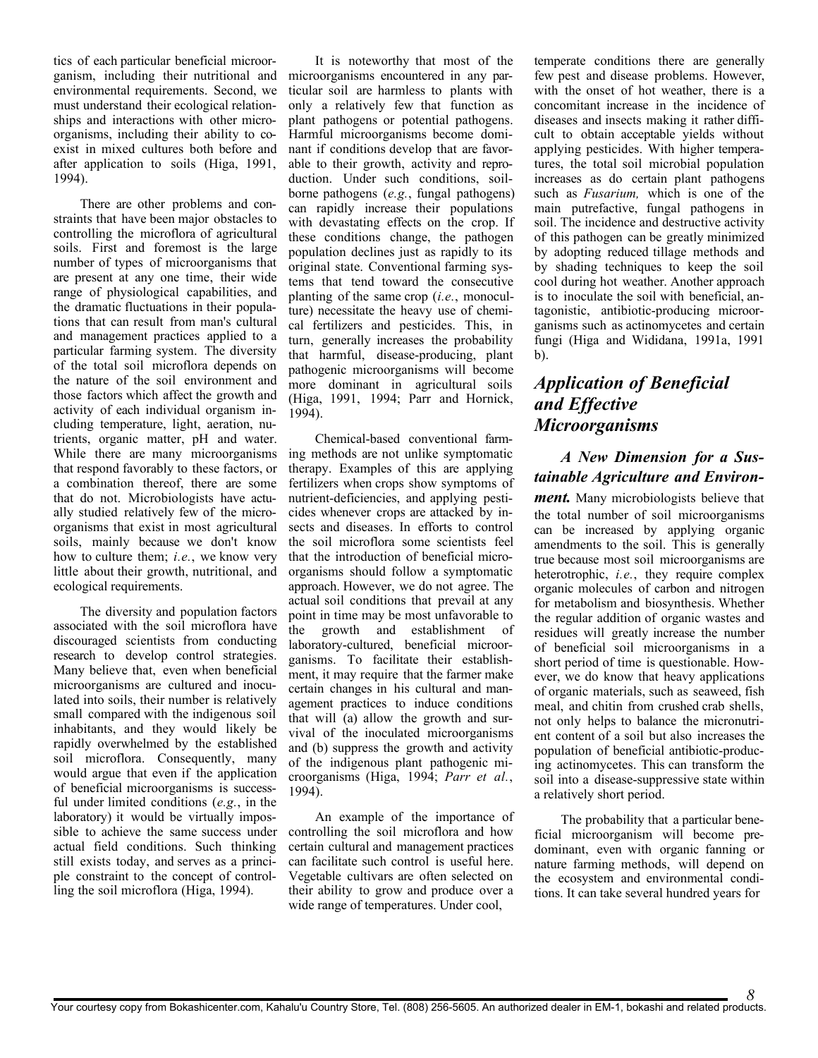tics of each particular beneficial microorganism, including their nutritional and environmental requirements. Second, we must understand their ecological relationships and interactions with other microorganisms, including their ability to coexist in mixed cultures both before and after application to soils (Higa, 1991, 1994).

There are other problems and constraints that have been major obstacles to controlling the microflora of agricultural soils. First and foremost is the large number of types of microorganisms that are present at any one time, their wide range of physiological capabilities, and the dramatic fluctuations in their populations that can result from man's cultural and management practices applied to a particular farming system. The diversity of the total soil microflora depends on the nature of the soil environment and those factors which affect the growth and activity of each individual organism including temperature, light, aeration, nutrients, organic matter, pH and water. While there are many microorganisms that respond favorably to these factors, or a combination thereof, there are some that do not. Microbiologists have actually studied relatively few of the microorganisms that exist in most agricultural soils, mainly because we don't know how to culture them; *i.e.*, we know very little about their growth, nutritional, and ecological requirements.

The diversity and population factors associated with the soil microflora have discouraged scientists from conducting research to develop control strategies. Many believe that, even when beneficial microorganisms are cultured and inoculated into soils, their number is relatively small compared with the indigenous soil inhabitants, and they would likely be rapidly overwhelmed by the established soil microflora. Consequently, many would argue that even if the application of beneficial microorganisms is successful under limited conditions (*e.g.*, in the laboratory) it would be virtually impossible to achieve the same success under actual field conditions. Such thinking still exists today, and serves as a principle constraint to the concept of controlling the soil microflora (Higa, 1994).

It is noteworthy that most of the microorganisms encountered in any particular soil are harmless to plants with only a relatively few that function as plant pathogens or potential pathogens. Harmful microorganisms become dominant if conditions develop that are favorable to their growth, activity and reproduction. Under such conditions, soilborne pathogens (*e.g.*, fungal pathogens) can rapidly increase their populations with devastating effects on the crop. If these conditions change, the pathogen population declines just as rapidly to its original state. Conventional farming systems that tend toward the consecutive planting of the same crop (*i.e.*, monoculture) necessitate the heavy use of chemical fertilizers and pesticides. This, in turn, generally increases the probability that harmful, disease-producing, plant pathogenic microorganisms will become more dominant in agricultural soils (Higa, 1991, 1994; Parr and Hornick, 1994).

Chemical-based conventional farming methods are not unlike symptomatic therapy. Examples of this are applying fertilizers when crops show symptoms of nutrient-deficiencies, and applying pesticides whenever crops are attacked by insects and diseases. In efforts to control the soil microflora some scientists feel that the introduction of beneficial microorganisms should follow a symptomatic approach. However, we do not agree. The actual soil conditions that prevail at any point in time may be most unfavorable to the growth and establishment of laboratory-cultured, beneficial microorganisms. To facilitate their establishment, it may require that the farmer make certain changes in his cultural and management practices to induce conditions that will (a) allow the growth and survival of the inoculated microorganisms and (b) suppress the growth and activity of the indigenous plant pathogenic microorganisms (Higa, 1994; *Parr et al.*, 1994).

An example of the importance of controlling the soil microflora and how certain cultural and management practices can facilitate such control is useful here. Vegetable cultivars are often selected on their ability to grow and produce over a wide range of temperatures. Under cool, temperate conditions there are generally few pest and disease problems. However, with the onset of hot weather, there is a concomitant increase in the incidence of diseases and insects making it rather difficult to obtain acceptable yields without applying pesticides. With higher temperatures, the total soil microbial population increases as do certain plant pathogens such as *Fusarium,* which is one of the main putrefactive, fungal pathogens in soil. The incidence and destructive activity of this pathogen can be greatly minimized by adopting reduced tillage methods and by shading techniques to keep the soil cool during hot weather. Another approach is to inoculate the soil with beneficial, antagonistic, antibiotic-producing microorganisms such as actinomycetes and certain fungi (Higa and Wididana, 1991a, 1991 b).

## *Application of Beneficial and Effective Microorganisms*

***A New Dimension for a Sustainable Agriculture and Environment.*** Many microbiologists believe that the total number of soil microorganisms can be increased by applying organic amendments to the soil. This is generally true because most soil microorganisms are heterotrophic, *i.e.*, they require complex organic molecules of carbon and nitrogen for metabolism and biosynthesis. Whether the regular addition of organic wastes and residues will greatly increase the number of beneficial soil microorganisms in a short period of time is questionable. However, we do know that heavy applications of organic materials, such as seaweed, fish meal, and chitin from crushed crab shells, not only helps to balance the micronutrient content of a soil but also increases the population of beneficial antibiotic-producing actinomycetes. This can transform the soil into a disease-suppressive state within a relatively short period.

The probability that a particular beneficial microorganism will become predominant, even with organic fanning or nature farming methods, will depend on the ecosystem and environmental conditions. It can take several hundred years for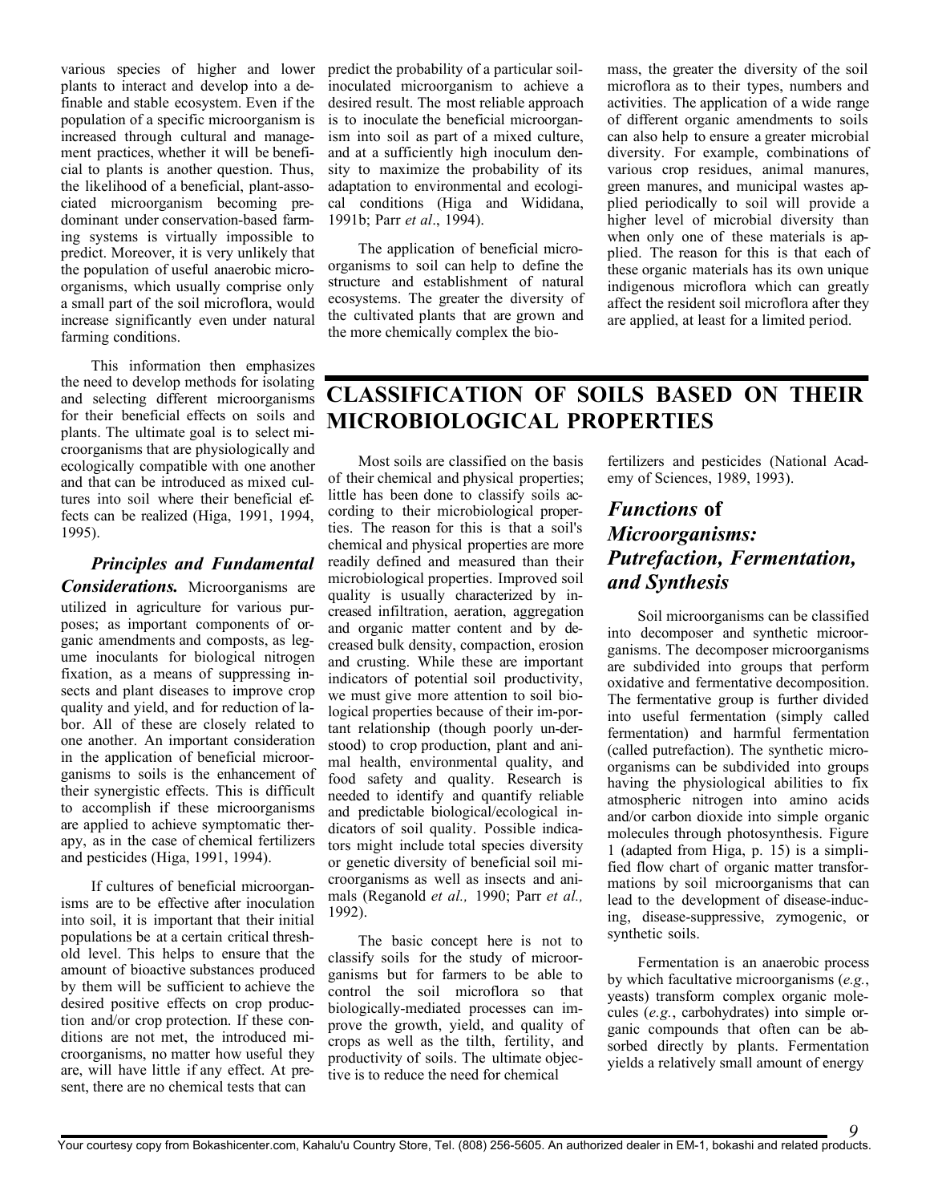various species of higher and lower plants to interact and develop into a definable and stable ecosystem. Even if the population of a specific microorganism is increased through cultural and management practices, whether it will be beneficial to plants is another question. Thus, the likelihood of a beneficial, plant-associated microorganism becoming predominant under conservation-based farming systems is virtually impossible to predict. Moreover, it is very unlikely that the population of useful anaerobic microorganisms, which usually comprise only a small part of the soil microflora, would increase significantly even under natural farming conditions.

This information then emphasizes the need to develop methods for isolating and selecting different microorganisms for their beneficial effects on soils and plants. The ultimate goal is to select microorganisms that are physiologically and ecologically compatible with one another and that can be introduced as mixed cultures into soil where their beneficial effects can be realized (Higa, 1991, 1994, 1995).

***Principles and Fundamental Considerations.*** Microorganisms are utilized in agriculture for various purposes; as important components of organic amendments and composts, as legume inoculants for biological nitrogen fixation, as a means of suppressing insects and plant diseases to improve crop quality and yield, and for reduction of labor. All of these are closely related to one another. An important consideration in the application of beneficial microorganisms to soils is the enhancement of their synergistic effects. This is difficult to accomplish if these microorganisms are applied to achieve symptomatic therapy, as in the case of chemical fertilizers and pesticides (Higa, 1991, 1994).

If cultures of beneficial microorganisms are to be effective after inoculation into soil, it is important that their initial populations be at a certain critical threshold level. This helps to ensure that the amount of bioactive substances produced by them will be sufficient to achieve the desired positive effects on crop production and/or crop protection. If these conditions are not met, the introduced microorganisms, no matter how useful they are, will have little if any effect. At present, there are no chemical tests that can predict the probability of a particular soil-inoculated microorganism to achieve a desired result. The most reliable approach is to inoculate the beneficial microorganism into soil as part of a mixed culture, and at a sufficiently high inoculum density to maximize the probability of its adaptation to environmental and ecological conditions (Higa and Wididana, 1991b; Parr *et al*., 1994).

The application of beneficial microorganisms to soil can help to define the structure and establishment of natural ecosystems. The greater the diversity of the cultivated plants that are grown and the more chemically complex the biomass, the greater the diversity of the soil microflora as to their types, numbers and activities. The application of a wide range of different organic amendments to soils can also help to ensure a greater microbial diversity. For example, combinations of various crop residues, animal manures, green manures, and municipal wastes applied periodically to soil will provide a higher level of microbial diversity than when only one of these materials is applied. The reason for this is that each of these organic materials has its own unique indigenous microflora which can greatly affect the resident soil microflora after they are applied, at least for a limited period.

# CLASSIFICATION OF SOILS BASED ON THEIR MICROBIOLOGICAL PROPERTIES

Most soils are classified on the basis of their chemical and physical properties; little has been done to classify soils according to their microbiological properties. The reason for this is that a soil's chemical and physical properties are more readily defined and measured than their microbiological properties. Improved soil quality is usually characterized by increased infiltration, aeration, aggregation and organic matter content and by decreased bulk density, compaction, erosion and crusting. While these are important indicators of potential soil productivity, we must give more attention to soil biological properties because of their important relationship (though poorly understood) to crop production, plant and animal health, environmental quality, and food safety and quality. Research is needed to identify and quantify reliable and predictable biological/ecological indicators of soil quality. Possible indicators might include total species diversity or genetic diversity of beneficial soil microorganisms as well as insects and animals (Reganold *et al.,* 1990; Parr *et al.,* 1992).

The basic concept here is not to classify soils for the study of microorganisms but for farmers to be able to control the soil microflora so that biologically-mediated processes can improve the growth, yield, and quality of crops as well as the tilth, fertility, and productivity of soils. The ultimate objective is to reduce the need for chemical fertilizers and pesticides (National Academy of Sciences, 1989, 1993).

## *Functions* of *Microorganisms: Putrefaction, Fermentation, and Synthesis*

Soil microorganisms can be classified into decomposer and synthetic microorganisms. The decomposer microorganisms are subdivided into groups that perform oxidative and fermentative decomposition. The fermentative group is further divided into useful fermentation (simply called fermentation) and harmful fermentation (called putrefaction). The synthetic microorganisms can be subdivided into groups having the physiological abilities to fix atmospheric nitrogen into amino acids and/or carbon dioxide into simple organic molecules through photosynthesis. Figure 1 (adapted from Higa, p. 15) is a simplified flow chart of organic matter transformations by soil microorganisms that can lead to the development of disease-inducing, disease-suppressive, zymogenic, or synthetic soils.

Fermentation is an anaerobic process by which facultative microorganisms (*e.g.*, yeasts) transform complex organic molecules (*e.g.*, carbohydrates) into simple organic compounds that often can be absorbed directly by plants. Fermentation yields a relatively small amount of energy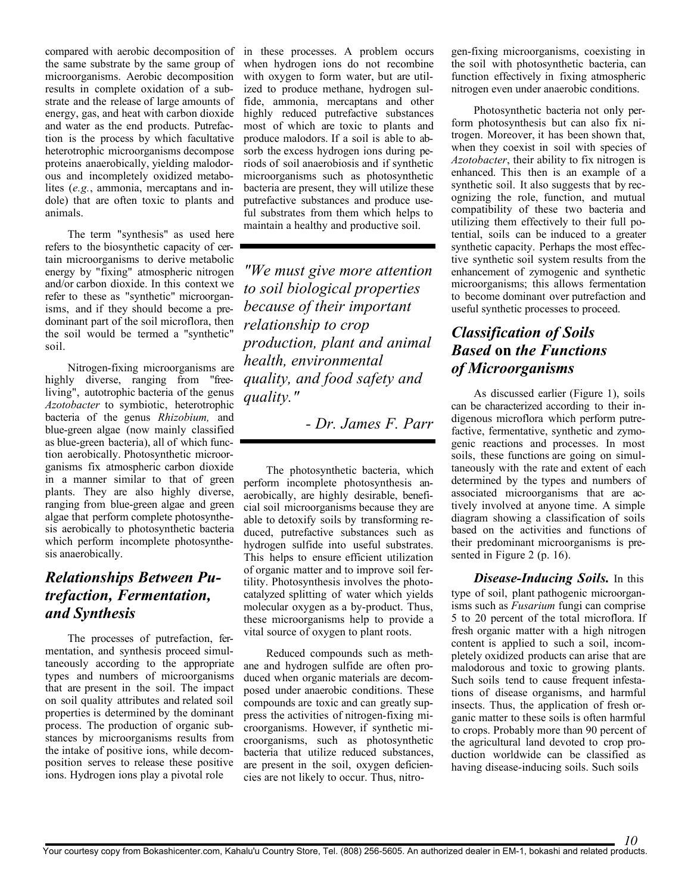compared with aerobic decomposition of the same substrate by the same group of microorganisms. Aerobic decomposition results in complete oxidation of a substrate and the release of large amounts of energy, gas, and heat with carbon dioxide and water as the end products. Putrefaction is the process by which facultative heterotrophic microorganisms decompose proteins anaerobically, yielding malodorous and incompletely oxidized metabolites (*e.g.*, ammonia, mercaptans and indole) that are often toxic to plants and animals.

The term "synthesis" as used here refers to the biosynthetic capacity of certain microorganisms to derive metabolic energy by "fixing" atmospheric nitrogen and/or carbon dioxide. In this context we refer to these as "synthetic" microorganisms, and if they should become a predominant part of the soil microflora, then the soil would be termed a "synthetic" soil.

Nitrogen-fixing microorganisms are highly diverse, ranging from "free-living", autotrophic bacteria of the genus *Azotobacter* to symbiotic, heterotrophic bacteria of the genus *Rhizobium,* and blue-green algae (now mainly classified as blue-green bacteria), all of which function aerobically. Photosynthetic microorganisms fix atmospheric carbon dioxide in a manner similar to that of green plants. They are also highly diverse, ranging from blue-green algae and green algae that perform complete photosynthesis aerobically to photosynthetic bacteria which perform incomplete photosynthesis anaerobically.

## *Relationships Between Putrefaction, Fermentation, and Synthesis*

The processes of putrefaction, fermentation, and synthesis proceed simultaneously according to the appropriate types and numbers of microorganisms that are present in the soil. The impact on soil quality attributes and related soil properties is determined by the dominant process. The production of organic substances by microorganisms results from the intake of positive ions, while decomposition serves to release these positive ions. Hydrogen ions play a pivotal role in these processes. A problem occurs when hydrogen ions do not recombine with oxygen to form water, but are utilized to produce methane, hydrogen sulfide, ammonia, mercaptans and other highly reduced putrefactive substances most of which are toxic to plants and produce malodors. If a soil is able to absorb the excess hydrogen ions during periods of soil anaerobiosis and if synthetic microorganisms such as photosynthetic bacteria are present, they will utilize these putrefactive substances and produce useful substrates from them which helps to maintain a healthy and productive soil.

> *"We must give more attention to soil biological properties because of their important relationship to crop production, plant and animal health, environmental quality, and food safety and quality."*
>
> *- Dr. James F. Parr*

The photosynthetic bacteria, which perform incomplete photosynthesis anaerobically, are highly desirable, beneficial soil microorganisms because they are able to detoxify soils by transforming reduced, putrefactive substances such as hydrogen sulfide into useful substrates. This helps to ensure efficient utilization of organic matter and to improve soil fertility. Photosynthesis involves the photocatalyzed splitting of water which yields molecular oxygen as a by-product. Thus, these microorganisms help to provide a vital source of oxygen to plant roots.

Reduced compounds such as methane and hydrogen sulfide are often produced when organic materials are decomposed under anaerobic conditions. These compounds are toxic and can greatly suppress the activities of nitrogen-fixing microorganisms. However, if synthetic microorganisms, such as photosynthetic bacteria that utilize reduced substances, are present in the soil, oxygen deficiencies are not likely to occur. Thus, nitrogen-fixing microorganisms, coexisting in the soil with photosynthetic bacteria, can function effectively in fixing atmospheric nitrogen even under anaerobic conditions.

Photosynthetic bacteria not only perform photosynthesis but can also fix nitrogen. Moreover, it has been shown that, when they coexist in soil with species of *Azotobacter*, their ability to fix nitrogen is enhanced. This then is an example of a synthetic soil. It also suggests that by recognizing the role, function, and mutual compatibility of these two bacteria and utilizing them effectively to their full potential, soils can be induced to a greater synthetic capacity. Perhaps the most effective synthetic soil system results from the enhancement of zymogenic and synthetic microorganisms; this allows fermentation to become dominant over putrefaction and useful synthetic processes to proceed.

## *Classification of Soils Based* on *the Functions of Microorganisms*

As discussed earlier (Figure 1), soils can be characterized according to their indigenous microflora which perform putrefactive, fermentative, synthetic and zymogenic reactions and processes. In most soils, these functions are going on simultaneously with the rate and extent of each determined by the types and numbers of associated microorganisms that are actively involved at anyone time. A simple diagram showing a classification of soils based on the activities and functions of their predominant microorganisms is presented in Figure 2 (p. 16).

***Disease-Inducing Soils.*** In this type of soil, plant pathogenic microorganisms such as *Fusarium* fungi can comprise 5 to 20 percent of the total microflora. If fresh organic matter with a high nitrogen content is applied to such a soil, incompletely oxidized products can arise that are malodorous and toxic to growing plants. Such soils tend to cause frequent infestations of disease organisms, and harmful insects. Thus, the application of fresh organic matter to these soils is often harmful to crops. Probably more than 90 percent of the agricultural land devoted to crop production worldwide can be classified as having disease-inducing soils. Such soils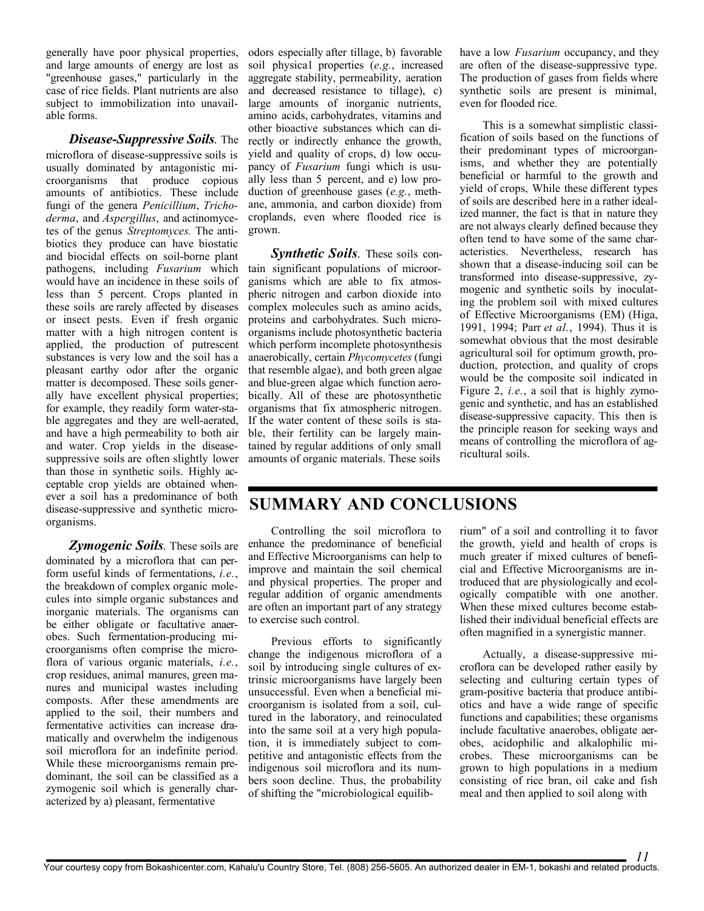generally have poor physical properties, and large amounts of energy are lost as "greenhouse gases," particularly in the case of rice fields. Plant nutrients are also subject to immobilization into unavailable forms.

***Disease-Suppressive Soils***. The microflora of disease-suppressive soils is usually dominated by antagonistic microorganisms that produce copious amounts of antibiotics. These include fungi of the genera *Penicillium*, *Trichoderma*, and *Aspergillus*, and actinomycetes of the genus *Streptomyces.* The antibiotics they produce can have biostatic and biocidal effects on soil-borne plant pathogens, including *Fusarium* which would have an incidence in these soils of less than 5 percent. Crops planted in these soils are rarely affected by diseases or insect pests. Even if fresh organic matter with a high nitrogen content is applied, the production of putrescent substances is very low and the soil has a pleasant earthy odor after the organic matter is decomposed. These soils generally have excellent physical properties; for example, they readily form water-stable aggregates and they are well-aerated, and have a high permeability to both air and water. Crop yields in the disease-suppressive soils are often slightly lower than those in synthetic soils. Highly acceptable crop yields are obtained whenever a soil has a predominance of both disease-suppressive and synthetic microorganisms.

***Zymogenic Soils***. These soils are dominated by a microflora that can perform useful kinds of fermentations, *i.e.*, the breakdown of complex organic molecules into simple organic substances and inorganic materials. The organisms can be either obligate or facultative anaerobes. Such fermentation-producing microorganisms often comprise the microflora of various organic materials, *i.e.*, crop residues, animal manures, green manures and municipal wastes including composts. After these amendments are applied to the soil, their numbers and fermentative activities can increase dramatically and overwhelm the indigenous soil microflora for an indefinite period. While these microorganisms remain predominant, the soil can be classified as a zymogenic soil which is generally characterized by a) pleasant, fermentative odors especially after tillage, b) favorable soil physical properties (*e.g.*, increased aggregate stability, permeability, aeration and decreased resistance to tillage), c) large amounts of inorganic nutrients, amino acids, carbohydrates, vitamins and other bioactive substances which can directly or indirectly enhance the growth, yield and quality of crops, d) low occupancy of *Fusarium* fungi which is usually less than 5 percent, and e) low production of greenhouse gases (*e.g.*, methane, ammonia, and carbon dioxide) from croplands, even where flooded rice is grown.

***Synthetic Soils***. These soils contain significant populations of microorganisms which are able to fix atmospheric nitrogen and carbon dioxide into complex molecules such as amino acids, proteins and carbohydrates. Such microorganisms include photosynthetic bacteria which perform incomplete photosynthesis anaerobically, certain *Phycomycetes* (fungi that resemble algae), and both green algae and blue-green algae which function aerobically. All of these are photosynthetic organisms that fix atmospheric nitrogen. If the water content of these soils is stable, their fertility can be largely maintained by regular additions of only small amounts of organic materials. These soils have a low *Fusarium* occupancy, and they are often of the disease-suppressive type. The production of gases from fields where synthetic soils are present is minimal, even for flooded rice.

This is a somewhat simplistic classification of soils based on the functions of their predominant types of microorganisms, and whether they are potentially beneficial or harmful to the growth and yield of crops, While these different types of soils are described here in a rather idealized manner, the fact is that in nature they are not always clearly defined because they often tend to have some of the same characteristics. Nevertheless, research has shown that a disease-inducing soil can be transformed into disease-suppressive, zymogenic and synthetic soils by inoculating the problem soil with mixed cultures of Effective Microorganisms (EM) (Higa, 1991, 1994; Parr *et al.*, 1994). Thus it is somewhat obvious that the most desirable agricultural soil for optimum growth, production, protection, and quality of crops would be the composite soil indicated in Figure 2, *i.e.*, a soil that is highly zymogenic and synthetic, and has an established disease-suppressive capacity. This then is the principle reason for seeking ways and means of controlling the microflora of agricultural soils.

## SUMMARY AND CONCLUSIONS

Controlling the soil microflora to enhance the predominance of beneficial and Effective Microorganisms can help to improve and maintain the soil chemical and physical properties. The proper and regular addition of organic amendments are often an important part of any strategy to exercise such control.

Previous efforts to significantly change the indigenous microflora of a soil by introducing single cultures of extrinsic microorganisms have largely been unsuccessful. Even when a beneficial microorganism is isolated from a soil, cultured in the laboratory, and reinoculated into the same soil at a very high population, it is immediately subject to competitive and antagonistic effects from the indigenous soil microflora and its numbers soon decline. Thus, the probability of shifting the "microbiological equilibrium" of a soil and controlling it to favor the growth, yield and health of crops is much greater if mixed cultures of beneficial and Effective Microorganisms are introduced that are physiologically and ecologically compatible with one another. When these mixed cultures become established their individual beneficial effects are often magnified in a synergistic manner.

Actually, a disease-suppressive microflora can be developed rather easily by selecting and culturing certain types of gram-positive bacteria that produce antibiotics and have a wide range of specific functions and capabilities; these organisms include facultative anaerobes, obligate aerobes, acidophilic and alkalophilic microbes. These microorganisms can be grown to high populations in a medium consisting of rice bran, oil cake and fish meal and then applied to soil along with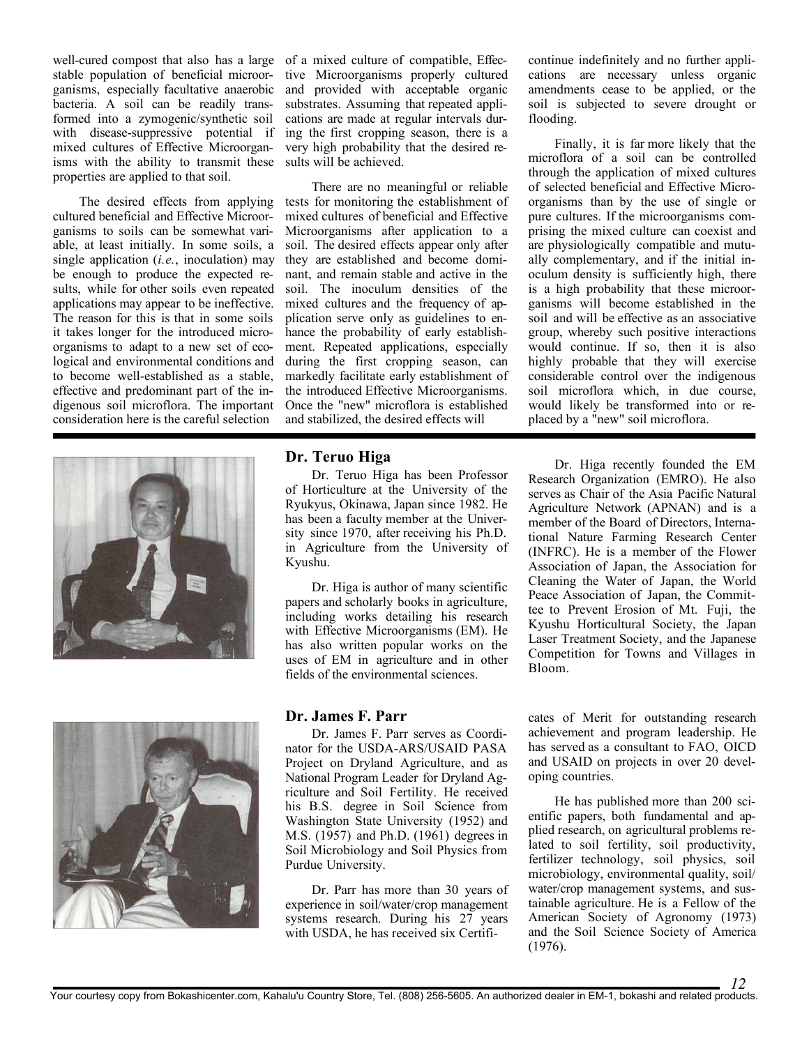well-cured compost that also has a large stable population of beneficial microorganisms, especially facultative anaerobic bacteria. A soil can be readily transformed into a zymogenic/synthetic soil with disease-suppressive potential if mixed cultures of Effective Microorganisms with the ability to transmit these properties are applied to that soil.

The desired effects from applying cultured beneficial and Effective Microorganisms to soils can be somewhat variable, at least initially. In some soils, a single application (*i.e.*, inoculation) may be enough to produce the expected results, while for other soils even repeated applications may appear to be ineffective. The reason for this is that in some soils it takes longer for the introduced microorganisms to adapt to a new set of ecological and environmental conditions and to become well-established as a stable, effective and predominant part of the indigenous soil microflora. The important consideration here is the careful selection of a mixed culture of compatible, Effective Microorganisms properly cultured and provided with acceptable organic substrates. Assuming that repeated applications are made at regular intervals during the first cropping season, there is a very high probability that the desired results will be achieved.

There are no meaningful or reliable tests for monitoring the establishment of mixed cultures of beneficial and Effective Microorganisms after application to a soil. The desired effects appear only after they are established and become dominant, and remain stable and active in the soil. The inoculum densities of the mixed cultures and the frequency of application serve only as guidelines to enhance the probability of early establishment. Repeated applications, especially during the first cropping season, can markedly facilitate early establishment of the introduced Effective Microorganisms. Once the "new" microflora is established and stabilized, the desired effects will continue indefinitely and no further applications are necessary unless organic amendments cease to be applied, or the soil is subjected to severe drought or flooding.

Finally, it is far more likely that the microflora of a soil can be controlled through the application of mixed cultures of selected beneficial and Effective Microorganisms than by the use of single or pure cultures. If the microorganisms comprising the mixed culture can coexist and are physiologically compatible and mutually complementary, and if the initial inoculum density is sufficiently high, there is a high probability that these microorganisms will become established in the soil and will be effective as an associative group, whereby such positive interactions would continue. If so, then it is also highly probable that they will exercise considerable control over the indigenous soil microflora which, in due course, would likely be transformed into or replaced by a "new" soil microflora.

## Dr. Teruo Higa

Dr. Teruo Higa has been Professor of Horticulture at the University of the Ryukyus, Okinawa, Japan since 1982. He has been a faculty member at the University since 1970, after receiving his Ph.D. in Agriculture from the University of Kyushu.

Dr. Higa is author of many scientific papers and scholarly books in agriculture, including works detailing his research with Effective Microorganisms (EM). He has also written popular works on the uses of EM in agriculture and in other fields of the environmental sciences.

Dr. Higa recently founded the EM Research Organization (EMRO). He also serves as Chair of the Asia Pacific Natural Agriculture Network (APNAN) and is a member of the Board of Directors, International Nature Farming Research Center (INFRC). He is a member of the Flower Association of Japan, the Association for Cleaning the Water of Japan, the World Peace Association of Japan, the Committee to Prevent Erosion of Mt. Fuji, the Kyushu Horticultural Society, the Japan Laser Treatment Society, and the Japanese Competition for Towns and Villages in Bloom.

## Dr. James F. Parr

Dr. James F. Parr serves as Coordinator for the USDA-ARS/USAID PASA Project on Dryland Agriculture, and as National Program Leader for Dryland Agriculture and Soil Fertility. He received his B.S. degree in Soil Science from Washington State University (1952) and M.S. (1957) and Ph.D. (1961) degrees in Soil Microbiology and Soil Physics from Purdue University.

Dr. Parr has more than 30 years of experience in soil/water/crop management systems research. During his 27 years with USDA, he has received six Certificates of Merit for outstanding research achievement and program leadership. He has served as a consultant to FAO, OICD and USAID on projects in over 20 developing countries.

He has published more than 200 scientific papers, both fundamental and applied research, on agricultural problems related to soil fertility, soil productivity, fertilizer technology, soil physics, soil microbiology, environmental quality, soil/water/crop management systems, and sustainable agriculture. He is a Fellow of the American Society of Agronomy (1973) and the Soil Science Society of America (1976).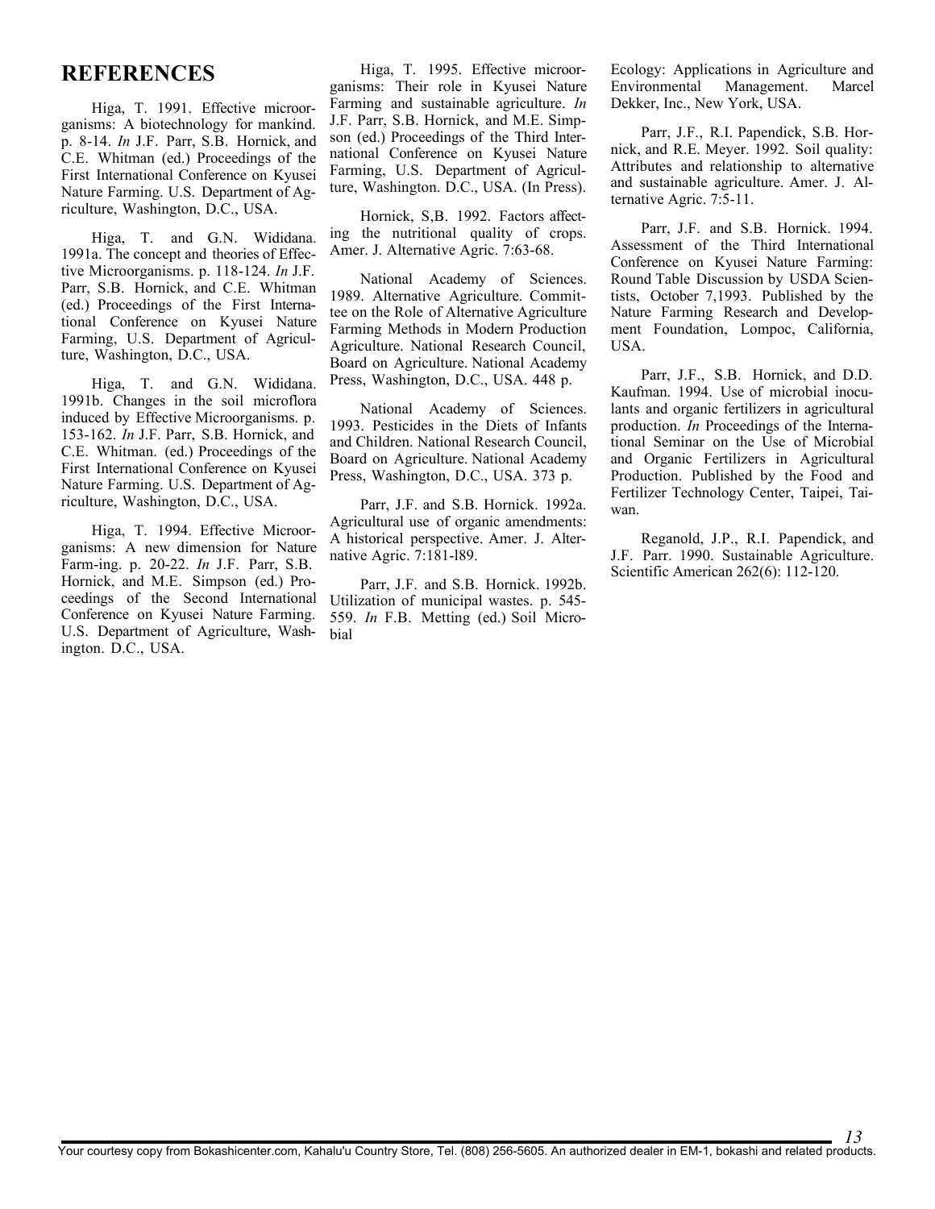## REFERENCES

Higa, T. 1991. Effective microorganisms: A biotechnology for mankind. p. 8-14. *In* J.F. Parr, S.B. Hornick, and C.E. Whitman (ed.) Proceedings of the First International Conference on Kyusei Nature Farming. U.S. Department of Agriculture, Washington, D.C., USA.

Higa, T. and G.N. Wididana. 1991a. The concept and theories of Effective Microorganisms. p. 118-124. *In* J.F. Parr, S.B. Hornick, and C.E. Whitman (ed.) Proceedings of the First International Conference on Kyusei Nature Farming, U.S. Department of Agriculture, Washington, D.C., USA.

Higa, T. and G.N. Wididana. 1991b. Changes in the soil microflora induced by Effective Microorganisms. p. 153-162. *In* J.F. Parr, S.B. Hornick, and C.E. Whitman. (ed.) Proceedings of the First International Conference on Kyusei Nature Farming. U.S. Department of Agriculture, Washington, D.C., USA.

Higa, T. 1994. Effective Microorganisms: A new dimension for Nature Farm-ing. p. 20-22. *In* J.F. Parr, S.B. Hornick, and M.E. Simpson (ed.) Proceedings of the Second International Conference on Kyusei Nature Farming. U.S. Department of Agriculture, Washington. D.C., USA.

Higa, T. 1995. Effective microorganisms: Their role in Kyusei Nature Farming and sustainable agriculture. *In* J.F. Parr, S.B. Hornick, and M.E. Simpson (ed.) Proceedings of the Third International Conference on Kyusei Nature Farming, U.S. Department of Agriculture, Washington. D.C., USA. (In Press).

Hornick, S,B. 1992. Factors affecting the nutritional quality of crops. Amer. J. Alternative Agric. 7:63-68.

National Academy of Sciences. 1989. Alternative Agriculture. Committee on the Role of Alternative Agriculture Farming Methods in Modern Production Agriculture. National Research Council, Board on Agriculture. National Academy Press, Washington, D.C., USA. 448 p.

National Academy of Sciences. 1993. Pesticides in the Diets of Infants and Children. National Research Council, Board on Agriculture. National Academy Press, Washington, D.C., USA. 373 p.

Parr, J.F. and S.B. Hornick. 1992a. Agricultural use of organic amendments: A historical perspective. Amer. J. Alternative Agric. 7:181-l89.

Parr, J.F. and S.B. Hornick. 1992b. Utilization of municipal wastes. p. 545-559. *In* F.B. Metting (ed.) Soil Microbial Ecology: Applications in Agriculture and Environmental Management. Marcel Dekker, Inc., New York, USA.

Parr, J.F., R.I. Papendick, S.B. Hornick, and R.E. Meyer. 1992. Soil quality: Attributes and relationship to alternative and sustainable agriculture. Amer. J. Alternative Agric. 7:5-11.

Parr, J.F. and S.B. Hornick. 1994. Assessment of the Third International Conference on Kyusei Nature Farming: Round Table Discussion by USDA Scientists, October 7,1993. Published by the Nature Farming Research and Development Foundation, Lompoc, California, USA.

Parr, J.F., S.B. Hornick, and D.D. Kaufman. 1994. Use of microbial inoculants and organic fertilizers in agricultural production. *In* Proceedings of the International Seminar on the Use of Microbial and Organic Fertilizers in Agricultural Production. Published by the Food and Fertilizer Technology Center, Taipei, Taiwan.

Reganold, J.P., R.I. Papendick, and J.F. Parr. 1990. Sustainable Agriculture. Scientific American 262(6): 112-120.

Your courtesy copy from Bokashicenter.com, Kahalu'u Country Store, Tel. (808) 256-5605. An authorized dealer in EM-1, bokashi and related products.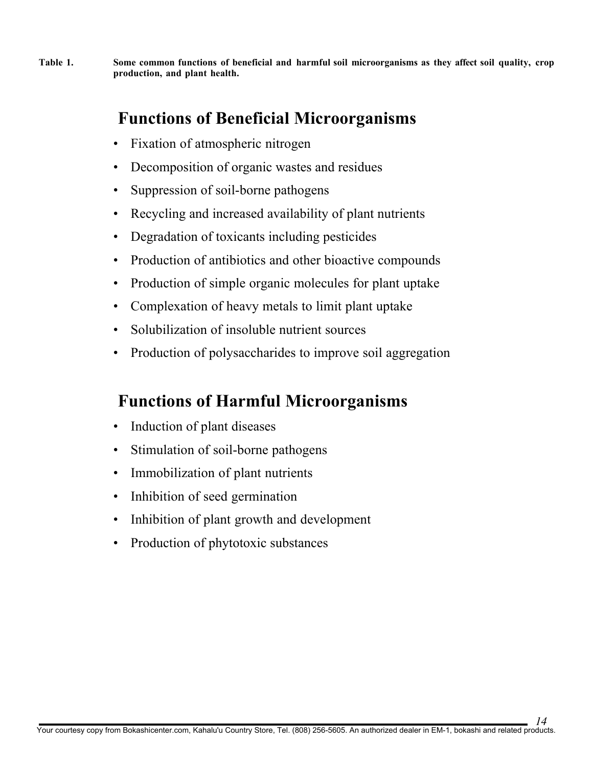**Table 1.** **Some common functions of beneficial and harmful soil microorganisms as they affect soil quality, crop production, and plant health.**

## Functions of Beneficial Microorganisms

- Fixation of atmospheric nitrogen
- Decomposition of organic wastes and residues
- Suppression of soil-borne pathogens
- Recycling and increased availability of plant nutrients
- Degradation of toxicants including pesticides
- Production of antibiotics and other bioactive compounds
- Production of simple organic molecules for plant uptake
- Complexation of heavy metals to limit plant uptake
- Solubilization of insoluble nutrient sources
- Production of polysaccharides to improve soil aggregation

## Functions of Harmful Microorganisms

- Induction of plant diseases
- Stimulation of soil-borne pathogens
- Immobilization of plant nutrients
- Inhibition of seed germination
- Inhibition of plant growth and development
- Production of phytotoxic substances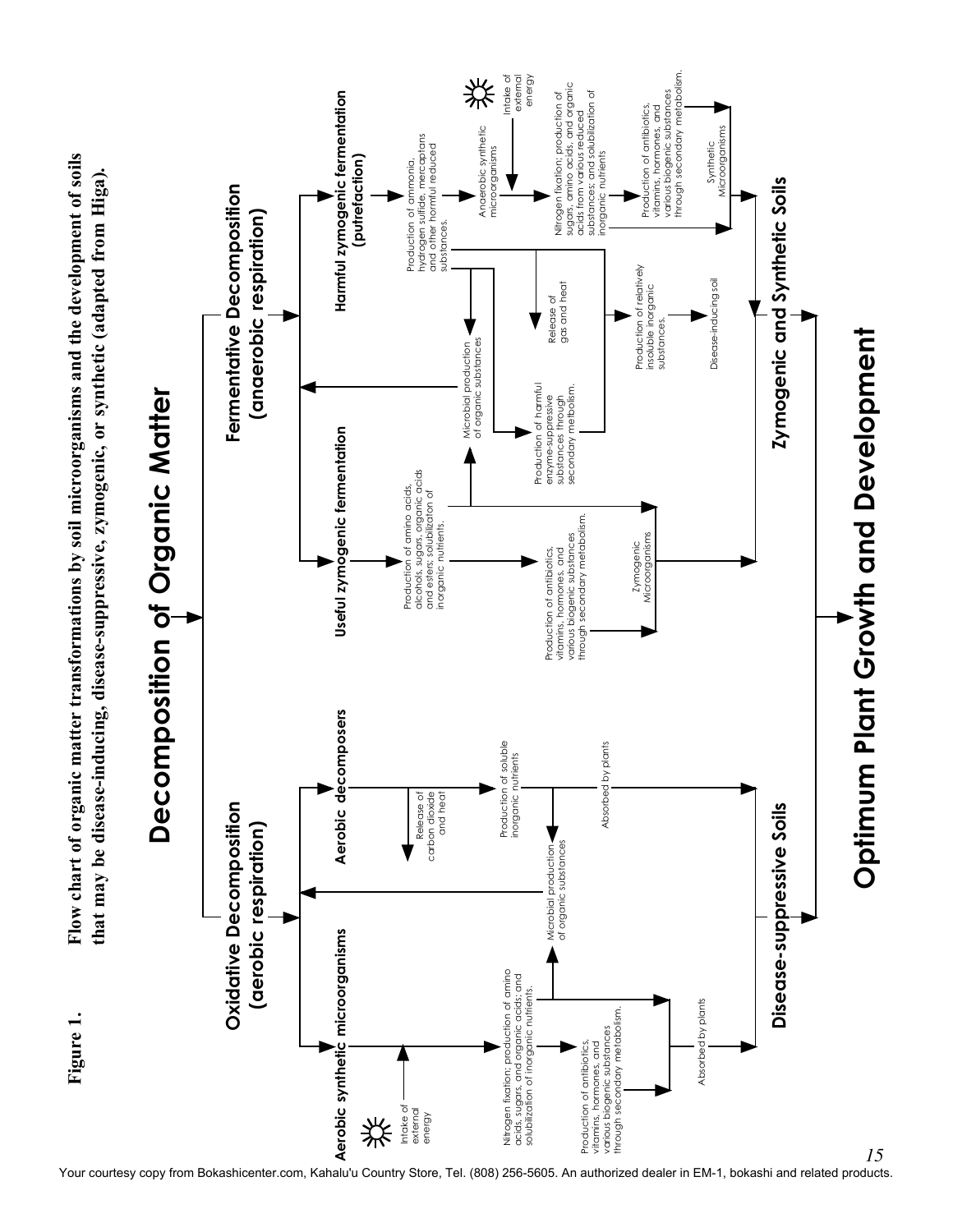**Figure 1.** **Flow chart of organic matter transformations by soil microorganisms and the development of soils that may be disease-inducing, disease-suppressive, zymogenic, or synthetic (adapted from Higa).**

# Decomposition of Organic Matter

## Oxidative Decomposition (aerobic respiration)

**Aerobic synthetic microorganisms**

- Intake of external energy
- Nitrogen fixation; production of amino acids, sugars, and organic acids; and solubilization of inorganic nutrients.
- Production of antibiotics, vitamins, hormones, and various biogenic substances through secondary metabolism.
- Microbial production of organic substances
- Absorbed by plants

**Aerobic decomposers**

- Release of carbon dioxide and heat
- Production of soluble inorganic nutrients
- Microbial production of organic substances
- Absorbed by plants

**Disease-suppressive Soils**

## Fermentative Decomposition (anaerobic respiration)

**Useful zymogenic fermentation**

- Production of amino acids, alcohols, sugars, organic acids and esters; solubilizaton of inorganic nutrients.
- Production of antibiotics, vitamins, hormones, and various biogenic substances through secondary metabolism.
- Zymogenic Microorganisms
- Microbial production of organic substances

**Harmful zymogenic fermentation (putrefaction)**

- Production of ammonia, hydrogen sulfide, mercaptans and other harmful reduced substances.
- Release of gas and heat
- Production of harmful enzyme-suppressive substances through secondary metbolism.
- Production of relatively insoluble inorganic substances.
- Disease-inducing soil
- Anaerobic synthetic microorganisms
- Intake of external energy
- Nitrogen fixation; production of sugars, amino acids, and organic acids from various reduced substances; and solubilization of inorganic nutrients
- Production of antibiotics, vitamins, hormones, and various biogenic substances through secondary metabolism.
- Synthetic Microorganisms

**Zymogenic and Synthetic Soils**

# Optimum Plant Growth and Development

Your courtesy copy from Bokashicenter.com, Kahalu'u Country Store, Tel. (808) 256-5605. An authorized dealer in EM-1, bokashi and related products.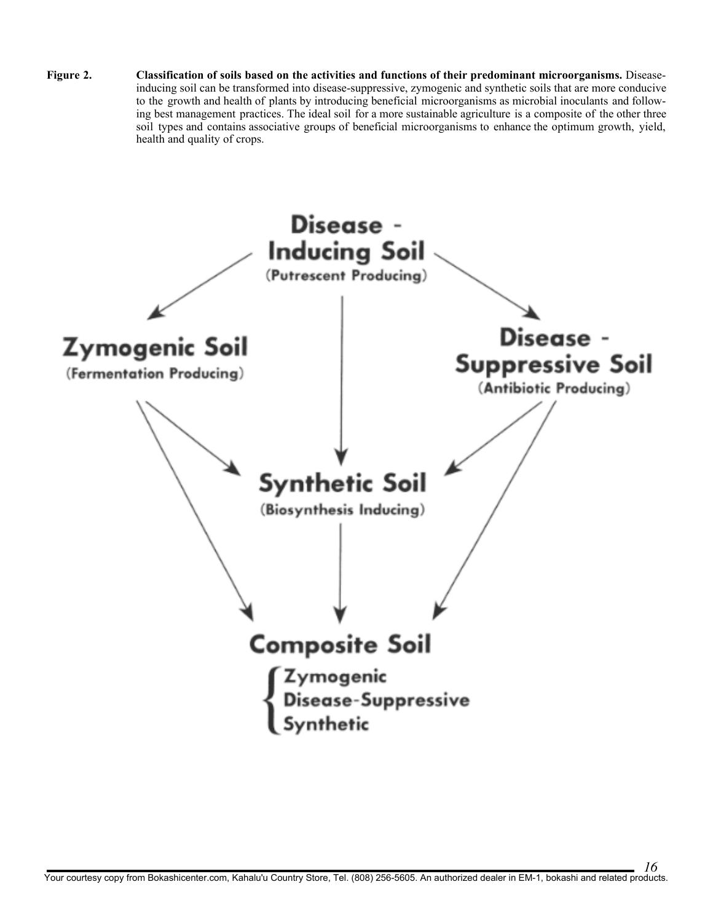**Figure 2. Classification of soils based on the activities and functions of their predominant microorganisms.** Disease-inducing soil can be transformed into disease-suppressive, zymogenic and synthetic soils that are more conducive to the growth and health of plants by introducing beneficial microorganisms as microbial inoculants and following best management practices. The ideal soil for a more sustainable agriculture is a composite of the other three soil types and contains associative groups of beneficial microorganisms to enhance the optimum growth, yield, health and quality of crops.

Disease - Inducing Soil
(Putrescent Producing)

Zymogenic Soil
(Fermentation Producing)

Disease - Suppressive Soil
(Antibiotic Producing)

Synthetic Soil
(Biosynthesis Inducing)

Composite Soil
Zymogenic
Disease-Suppressive
Synthetic

Your courtesy copy from Bokashicenter.com, Kahalu'u Country Store, Tel. (808) 256-5605. An authorized dealer in EM-1, bokashi and related products.